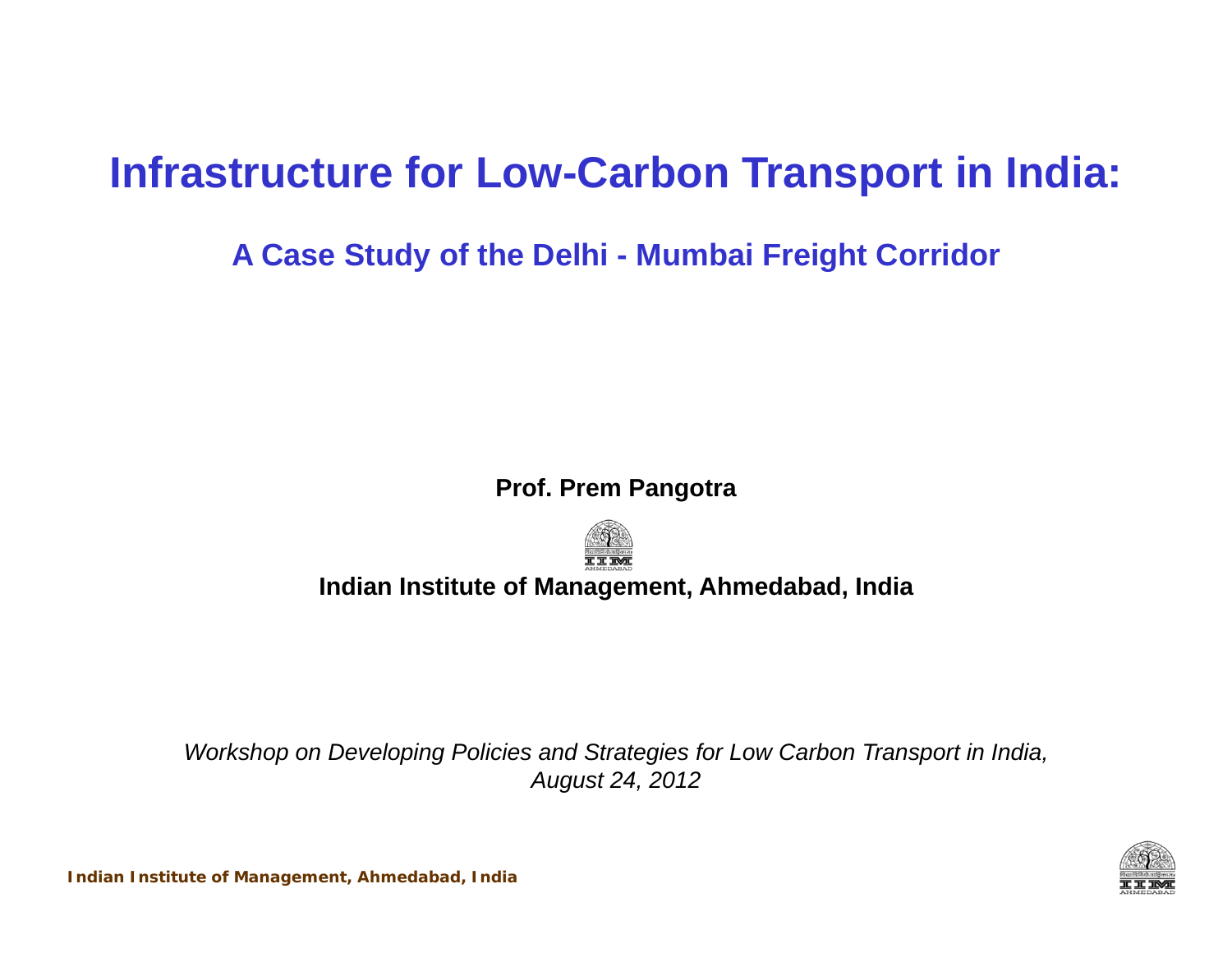# Infrastructure for Low-Carbon Transport in India:

## A Case Study of the Delhi - Mumbai Freight Corridor

**Prof. Prem Pangotra**

**Indian Institute of Management, Ahmedabad, India**

*Workshop on Developing Policies and Strategies for Low Carbon Transport in India, August 24, 2012*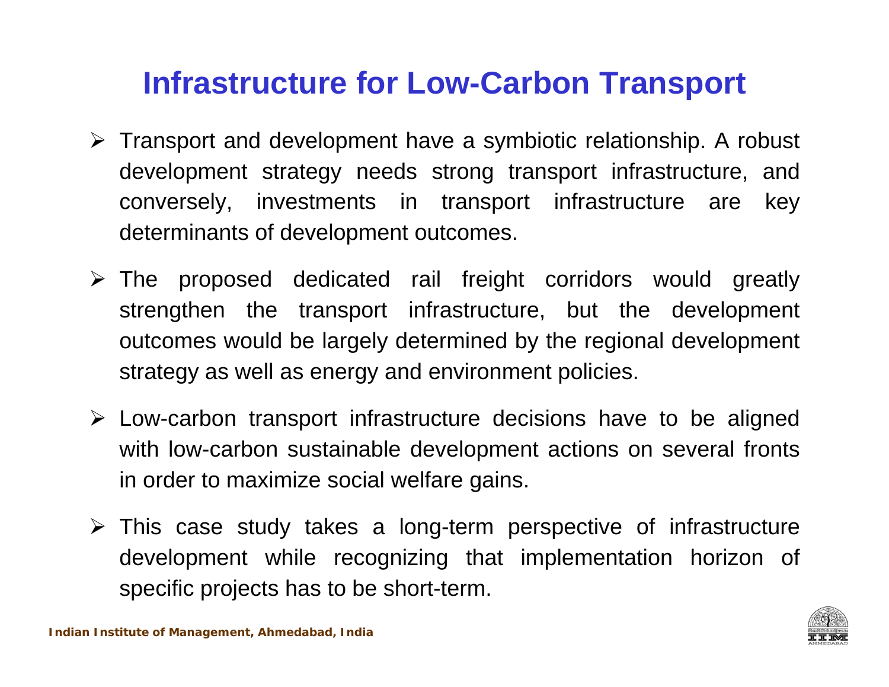# Infrastructure for Low-Carbon Transport

- Transport and development have a symbiotic relationship. A robust development strategy needs strong transport infrastructure, and conversely, investments in transport infrastructure are key determinants of development outcomes.
- The proposed dedicated rail freight corridors would greatly strengthen the transport infrastructure, but the development outcomes would be largely determined by the regional development strategy as well as energy and environment policies.
- Low-carbon transport infrastructure decisions have to be aligned with low-carbon sustainable development actions on several fronts in order to maximize social welfare gains.
- This case study takes a long-term perspective of infrastructure development while recognizing that implementation horizon of specific projects has to be short-term.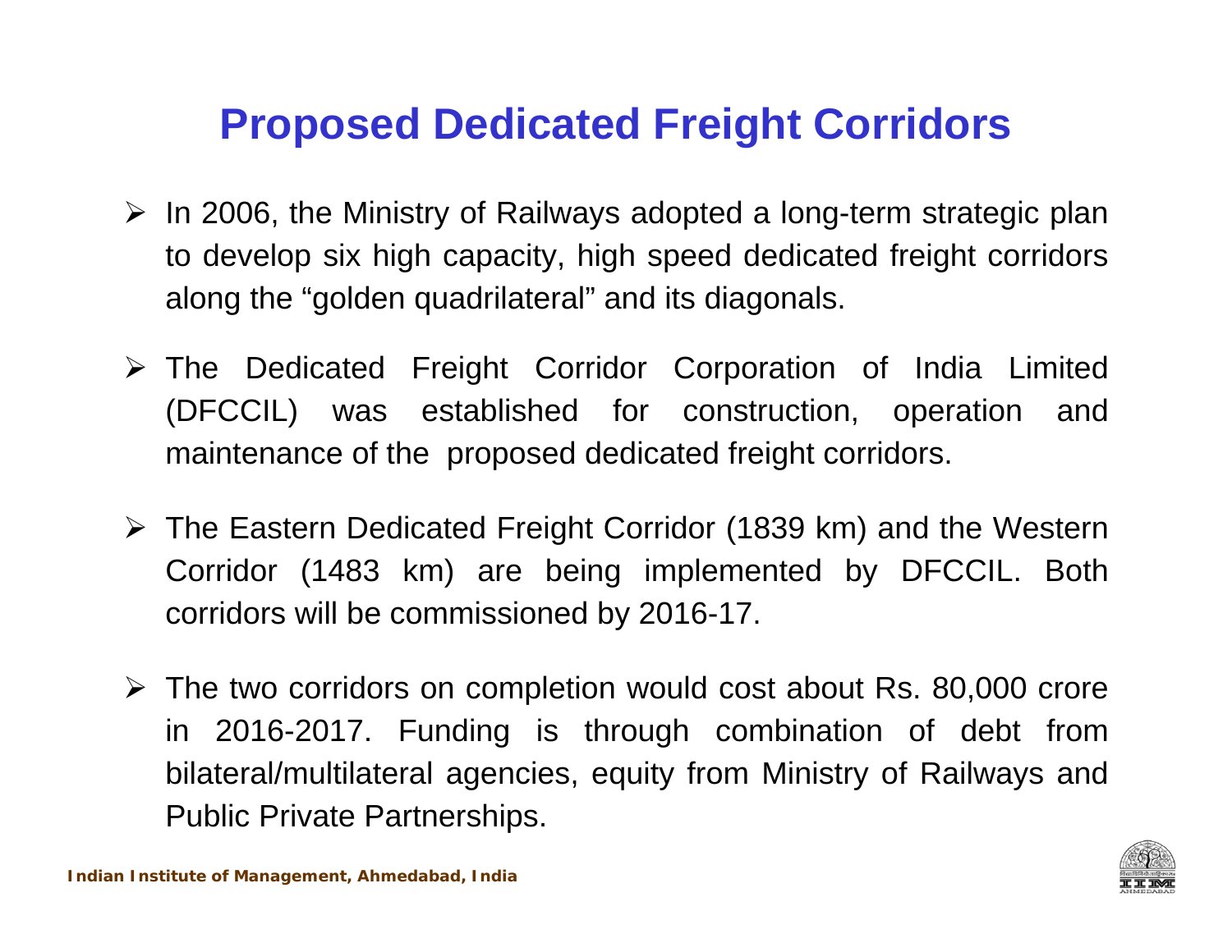# Proposed Dedicated Freight Corridors

- In 2006, the Ministry of Railways adopted a long-term strategic plan to develop six high capacity, high speed dedicated freight corridors along the "golden quadrilateral" and its diagonals.
- The Dedicated Freight Corridor Corporation of India Limited (DFCCIL) was established for construction, operation and maintenance of the proposed dedicated freight corridors.
- The Eastern Dedicated Freight Corridor (1839 km) and the Western Corridor (1483 km) are being implemented by DFCCIL. Both corridors will be commissioned by 2016-17.
- The two corridors on completion would cost about Rs. 80,000 crore in 2016-2017. Funding is through combination of debt from bilateral/multilateral agencies, equity from Ministry of Railways and Public Private Partnerships.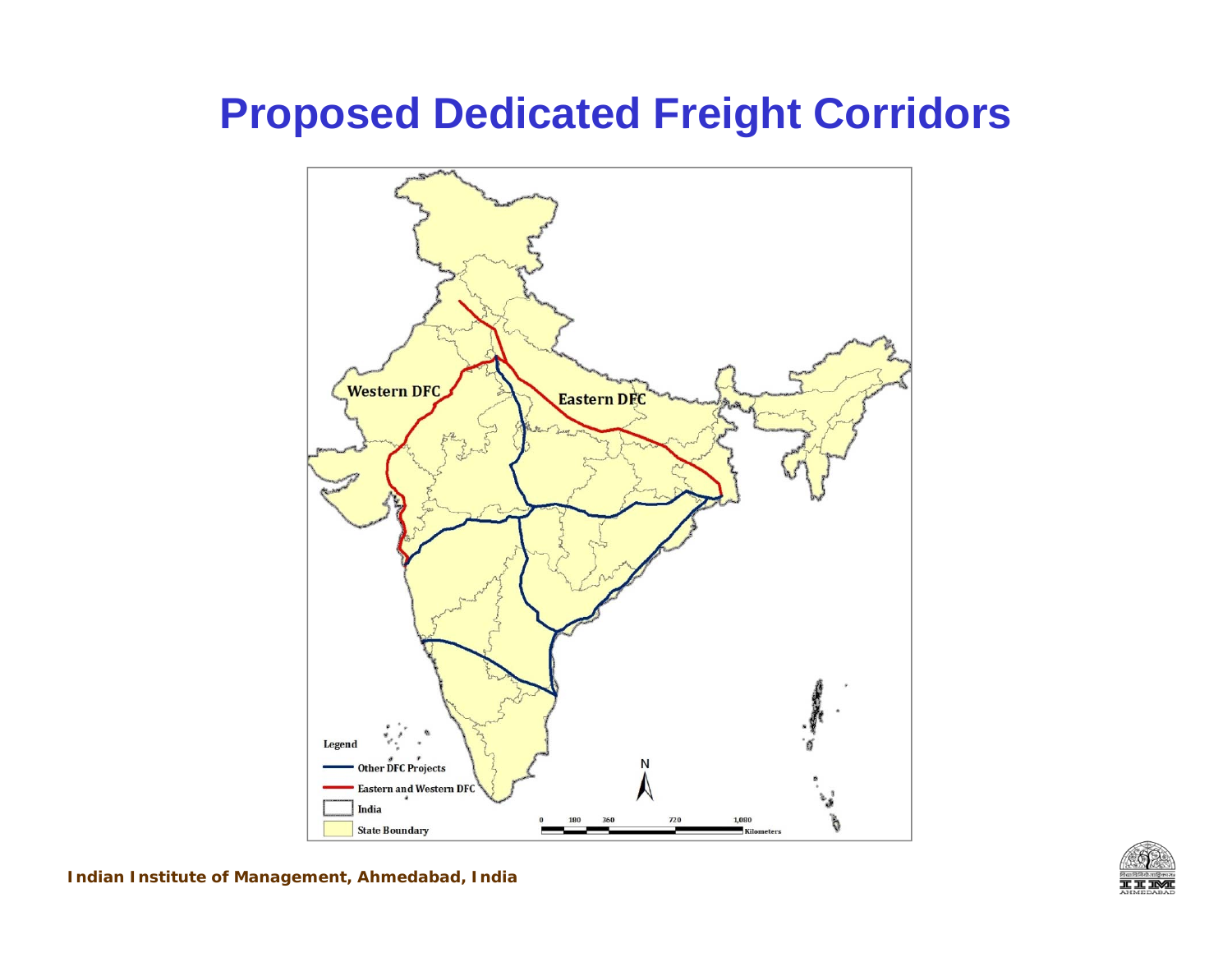# Proposed Dedicated Freight Corridors

Western DFC

Eastern DFC

Legend

Other DFC Projects

Eastern and Western DFC

India

State Boundary

N

0 180 360 720 1,080 Kilometers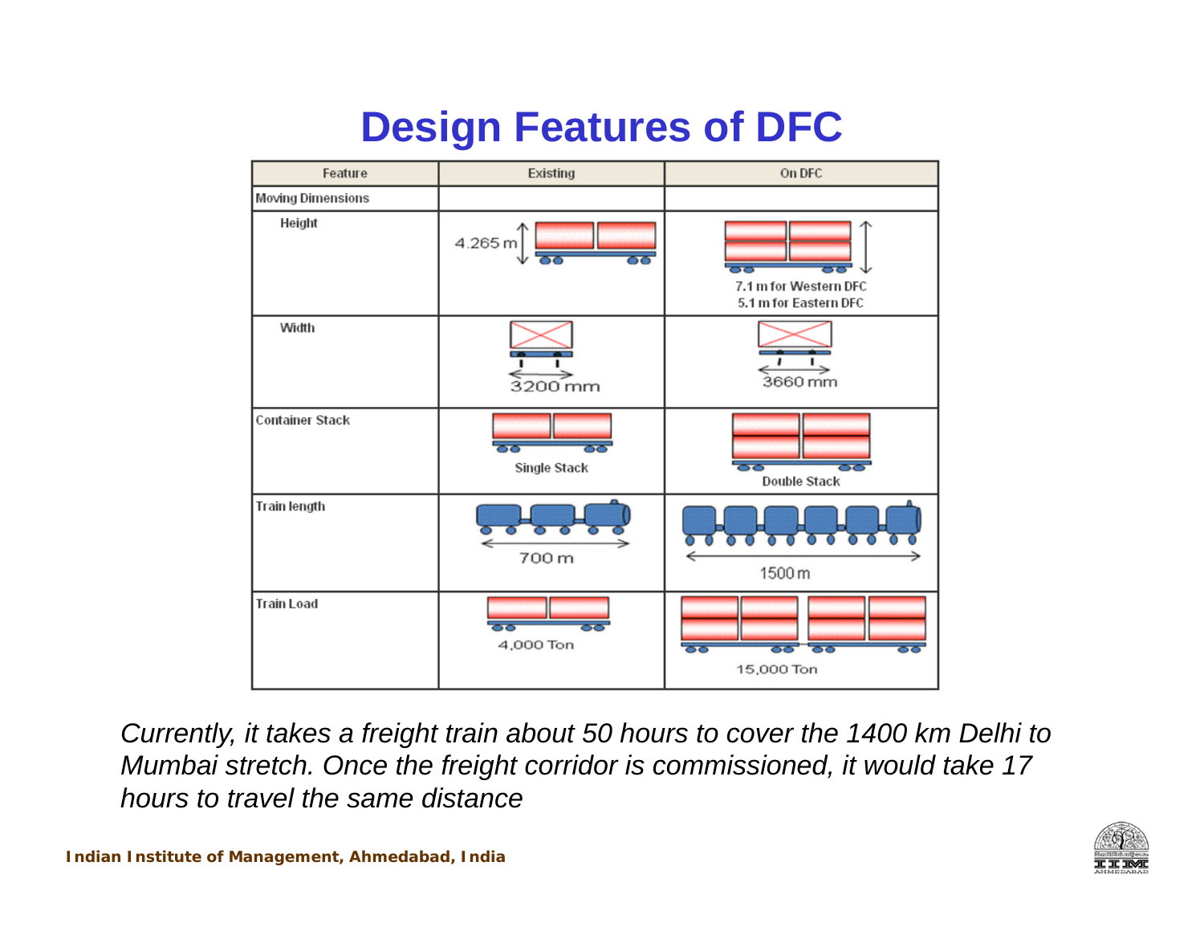# Design Features of DFC

| Feature | Existing | On DFC |
|---|---|---|
| Moving Dimensions | | |
| Height | 4.265 m | 7.1 m for Western DFC<br>5.1 m for Eastern DFC |
| Width | 3200 mm | 3660 mm |
| Container Stack | Single Stack | Double Stack |
| Train length | 700 m | 1500 m |
| Train Load | 4,000 Ton | 15,000 Ton |

*Currently, it takes a freight train about 50 hours to cover the 1400 km Delhi to Mumbai stretch. Once the freight corridor is commissioned, it would take 17 hours to travel the same distance*

**Indian Institute of Management, Ahmedabad, India**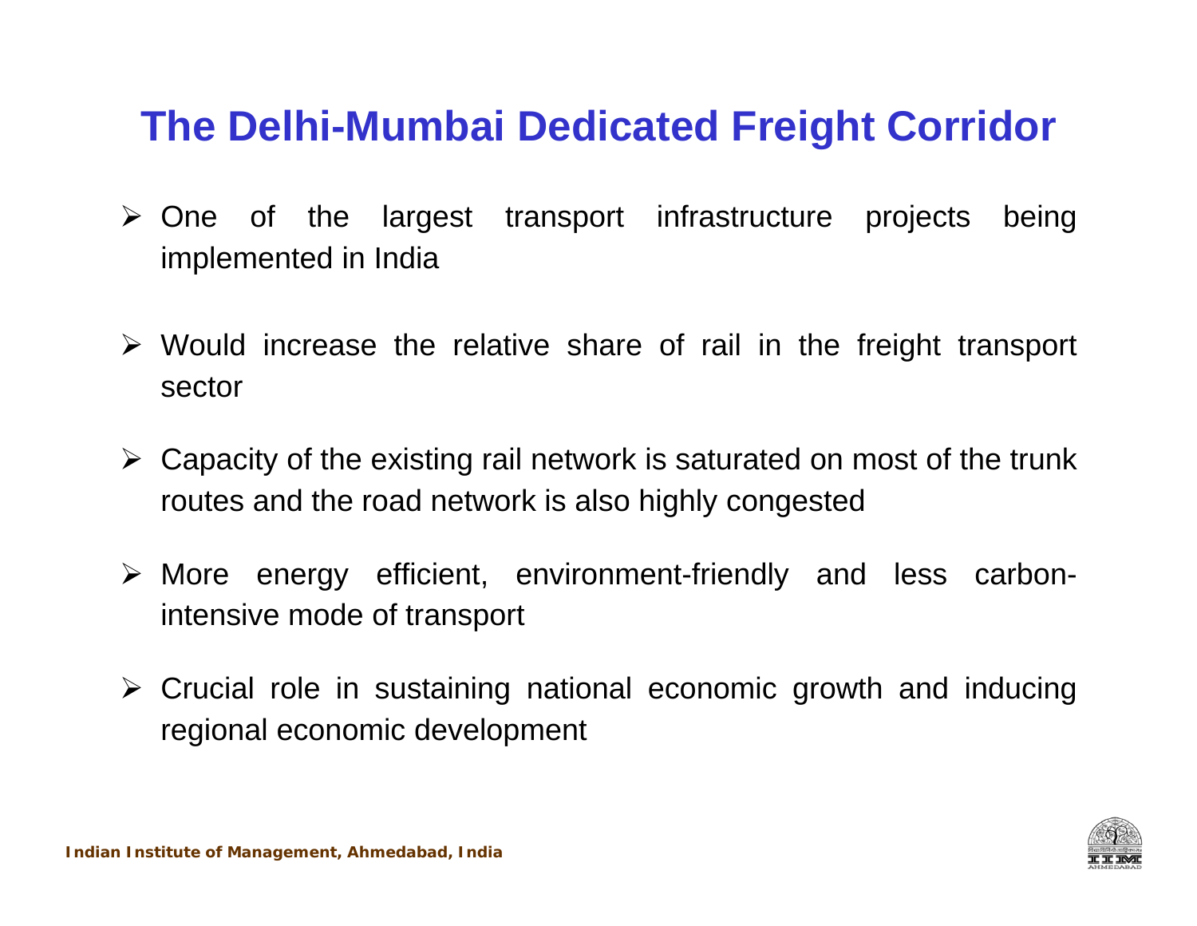# The Delhi-Mumbai Dedicated Freight Corridor

- One of the largest transport infrastructure projects being implemented in India
- Would increase the relative share of rail in the freight transport sector
- Capacity of the existing rail network is saturated on most of the trunk routes and the road network is also highly congested
- More energy efficient, environment-friendly and less carbon-intensive mode of transport
- Crucial role in sustaining national economic growth and inducing regional economic development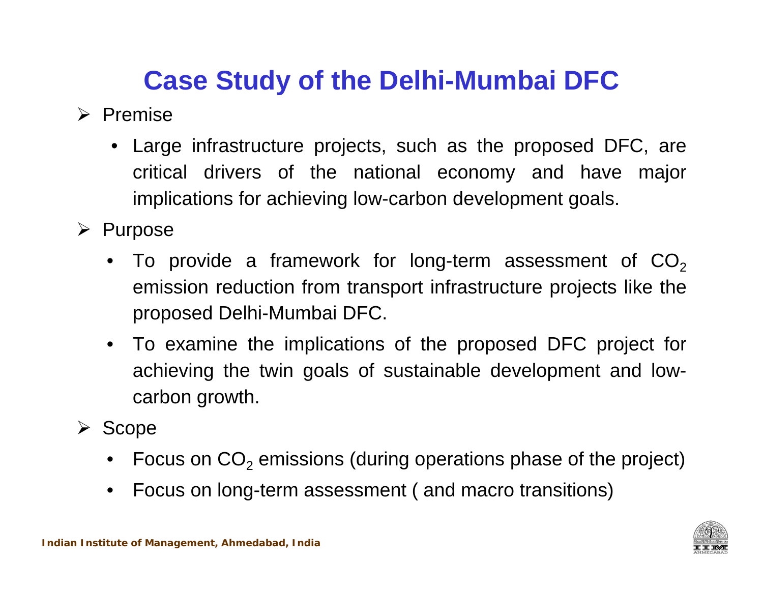# Case Study of the Delhi-Mumbai DFC

- Premise
  - Large infrastructure projects, such as the proposed DFC, are critical drivers of the national economy and have major implications for achieving low-carbon development goals.
- Purpose
  - To provide a framework for long-term assessment of $CO_2$ emission reduction from transport infrastructure projects like the proposed Delhi-Mumbai DFC.
  - To examine the implications of the proposed DFC project for achieving the twin goals of sustainable development and low-carbon growth.
- Scope
  - Focus on $CO_2$ emissions (during operations phase of the project)
  - Focus on long-term assessment ( and macro transitions)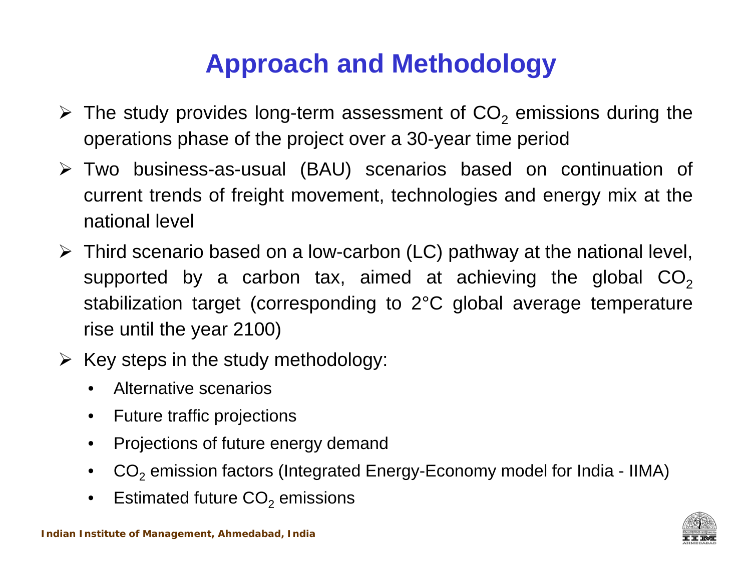# Approach and Methodology

- The study provides long-term assessment of $CO_2$ emissions during the operations phase of the project over a 30-year time period
- Two business-as-usual (BAU) scenarios based on continuation of current trends of freight movement, technologies and energy mix at the national level
- Third scenario based on a low-carbon (LC) pathway at the national level, supported by a carbon tax, aimed at achieving the global $CO_2$ stabilization target (corresponding to 2°C global average temperature rise until the year 2100)
- Key steps in the study methodology:
  - Alternative scenarios
  - Future traffic projections
  - Projections of future energy demand
  - $CO_2$ emission factors (Integrated Energy-Economy model for India - IIMA)
  - Estimated future $CO_2$ emissions

**Indian Institute of Management, Ahmedabad, India**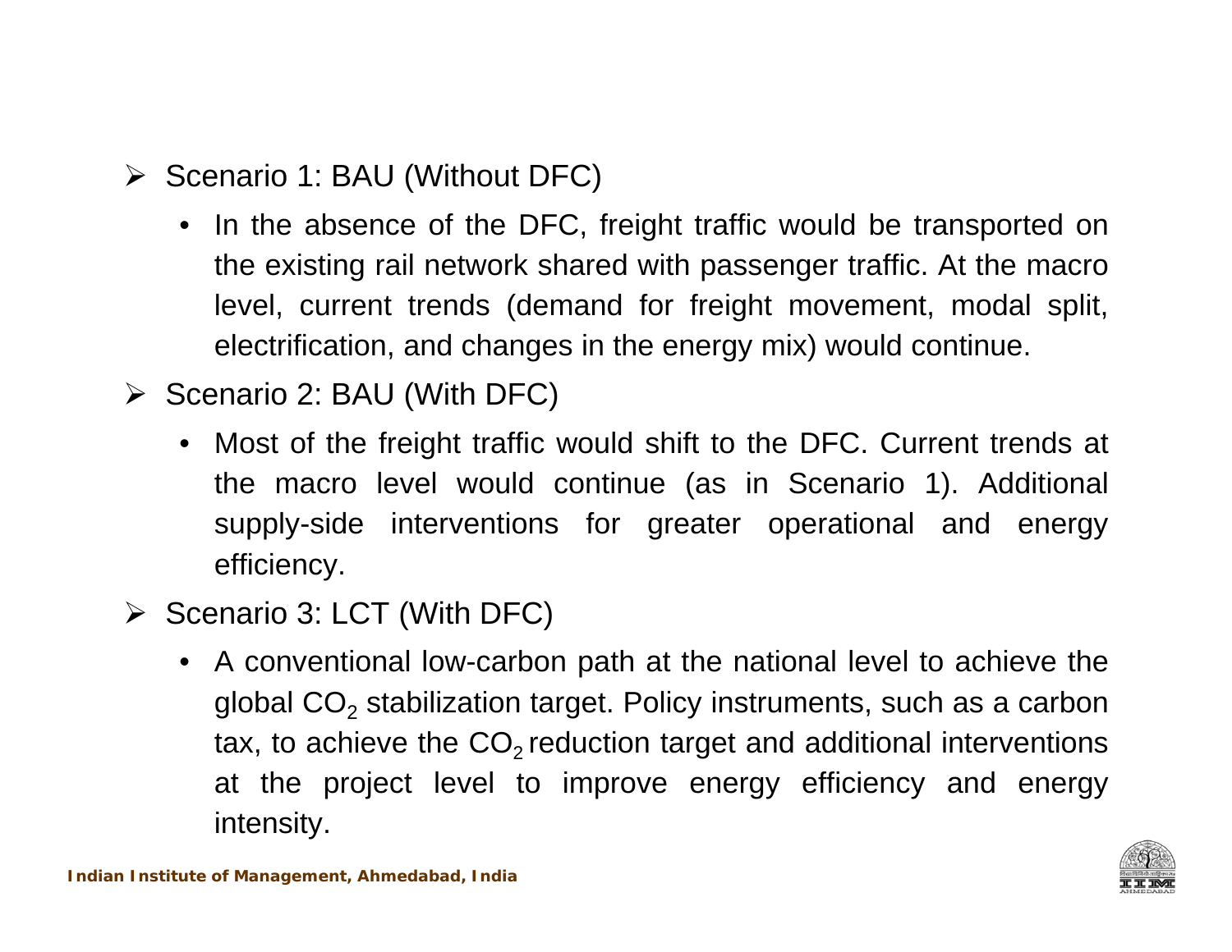- Scenario 1: BAU (Without DFC)
  - In the absence of the DFC, freight traffic would be transported on the existing rail network shared with passenger traffic. At the macro level, current trends (demand for freight movement, modal split, electrification, and changes in the energy mix) would continue.
- Scenario 2: BAU (With DFC)
  - Most of the freight traffic would shift to the DFC. Current trends at the macro level would continue (as in Scenario 1). Additional supply-side interventions for greater operational and energy efficiency.
- Scenario 3: LCT (With DFC)
  - A conventional low-carbon path at the national level to achieve the global $CO_2$ stabilization target. Policy instruments, such as a carbon tax, to achieve the $CO_2$ reduction target and additional interventions at the project level to improve energy efficiency and energy intensity.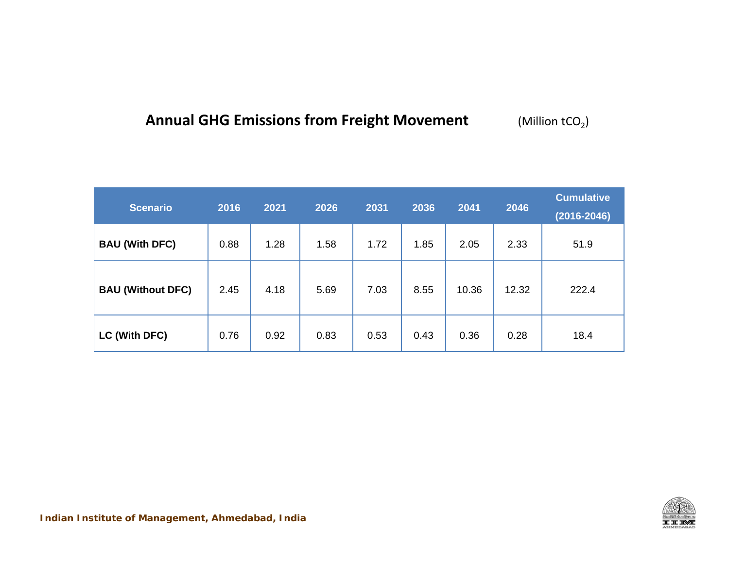## Annual GHG Emissions from Freight Movement (Million $tCO_2$)

| Scenario | 2016 | 2021 | 2026 | 2031 | 2036 | 2041 | 2046 | Cumulative (2016-2046) |
|---|---|---|---|---|---|---|---|---|
| **BAU (With DFC)** | 0.88 | 1.28 | 1.58 | 1.72 | 1.85 | 2.05 | 2.33 | 51.9 |
| **BAU (Without DFC)** | 2.45 | 4.18 | 5.69 | 7.03 | 8.55 | 10.36 | 12.32 | 222.4 |
| **LC (With DFC)** | 0.76 | 0.92 | 0.83 | 0.53 | 0.43 | 0.36 | 0.28 | 18.4 |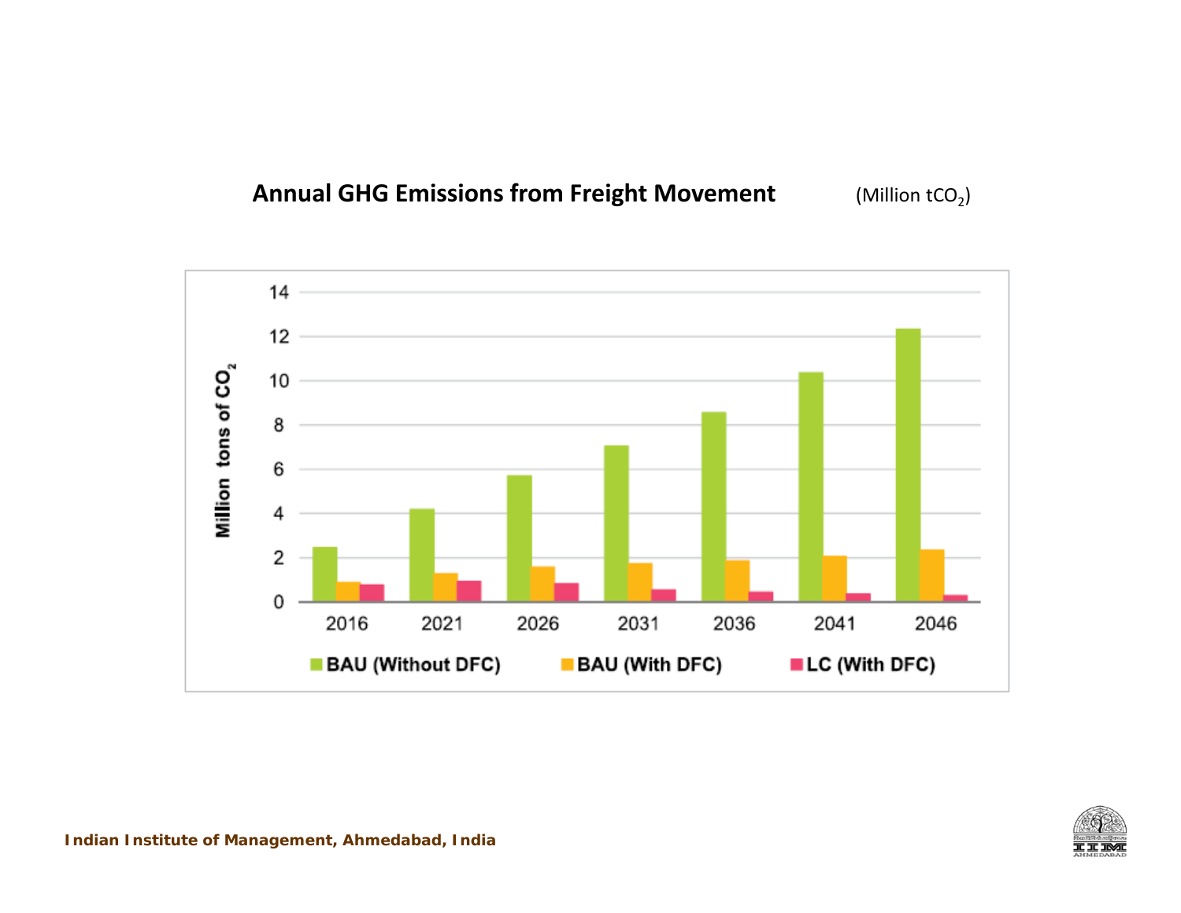## Annual GHG Emissions from Freight Movement

(Million $tCO_2$)

Million tons of $CO_2$

14
12
10
8
6
4
2
0

2016 2021 2026 2031 2036 2041 2046

BAU (Without DFC) BAU (With DFC) LC (With DFC)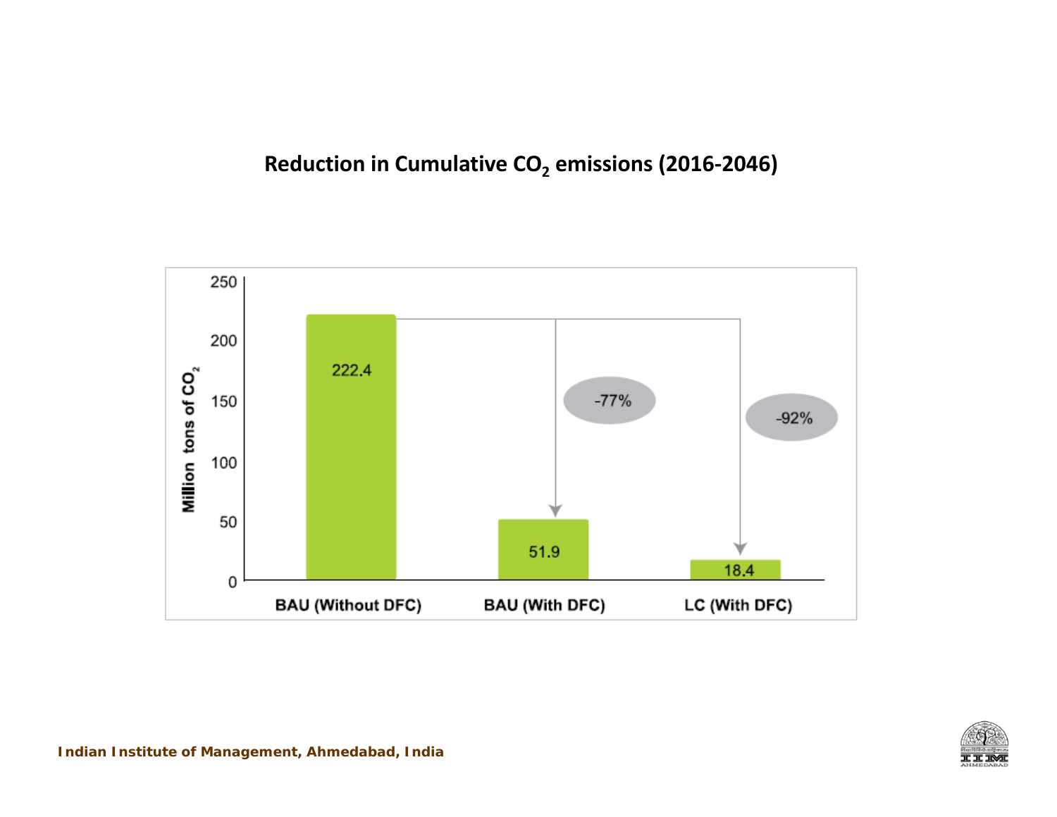## Reduction in Cumulative $CO_2$ emissions (2016-2046)

| Scenario | Million tons of $CO_2$ | Reduction |
|---|---|---|
| BAU (Without DFC) | 222.4 | |
| BAU (With DFC) | 51.9 | -77% |
| LC (With DFC) | 18.4 | -92% |

**Indian Institute of Management, Ahmedabad, India**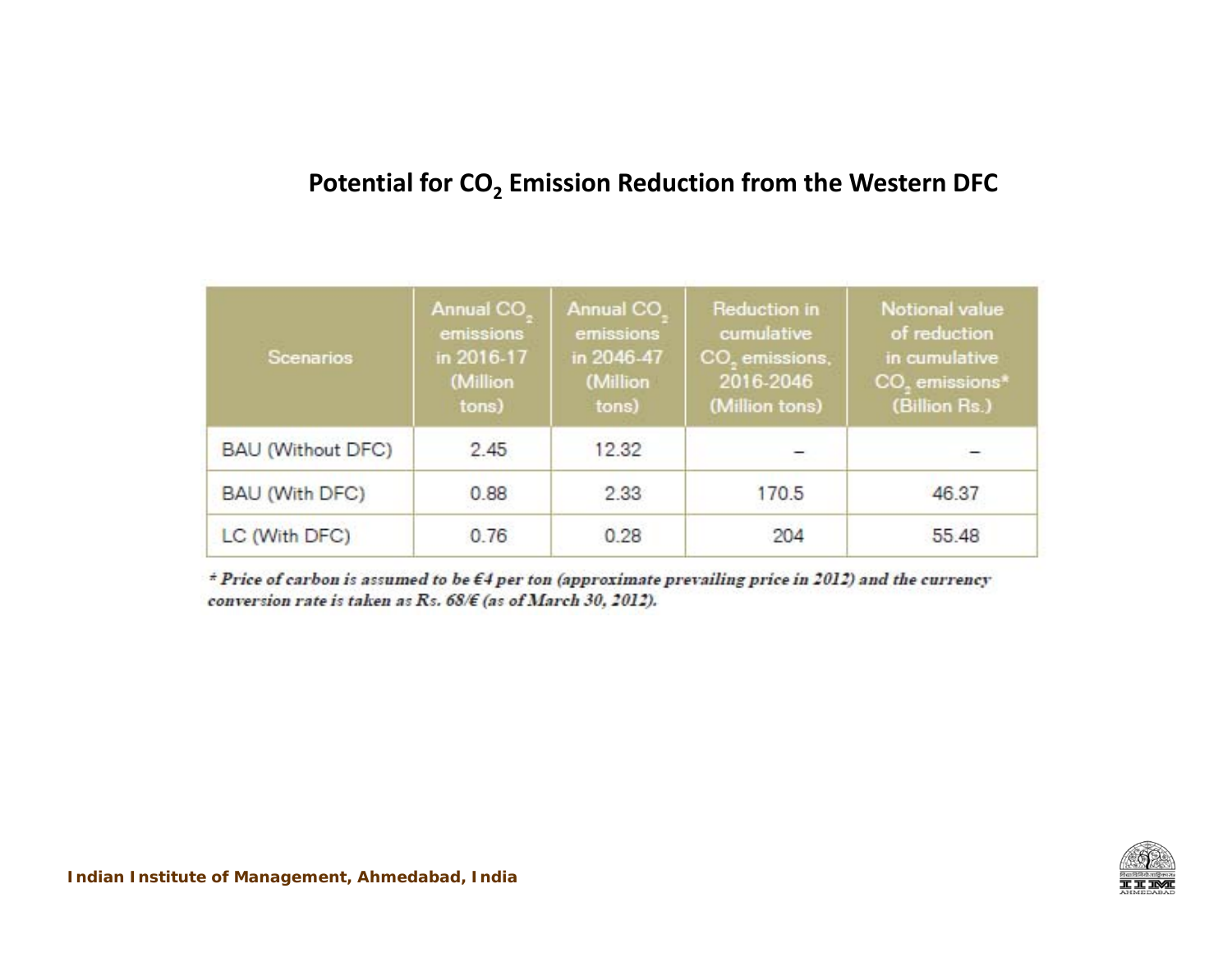## Potential for $CO_2$ Emission Reduction from the Western DFC

| Scenarios | Annual $CO_2$ emissions in 2016-17 (Million tons) | Annual $CO_2$ emissions in 2046-47 (Million tons) | Reduction in cumulative $CO_2$ emissions, 2016-2046 (Million tons) | Notional value of reduction in cumulative $CO_2$ emissions* (Billion Rs.) |
|---|---|---|---|---|
| BAU (Without DFC) | 2.45 | 12.32 | – | – |
| BAU (With DFC) | 0.88 | 2.33 | 170.5 | 46.37 |
| LC (With DFC) | 0.76 | 0.28 | 204 | 55.48 |

*\* Price of carbon is assumed to be €4 per ton (approximate prevailing price in 2012) and the currency conversion rate is taken as Rs. 68/€ (as of March 30, 2012).*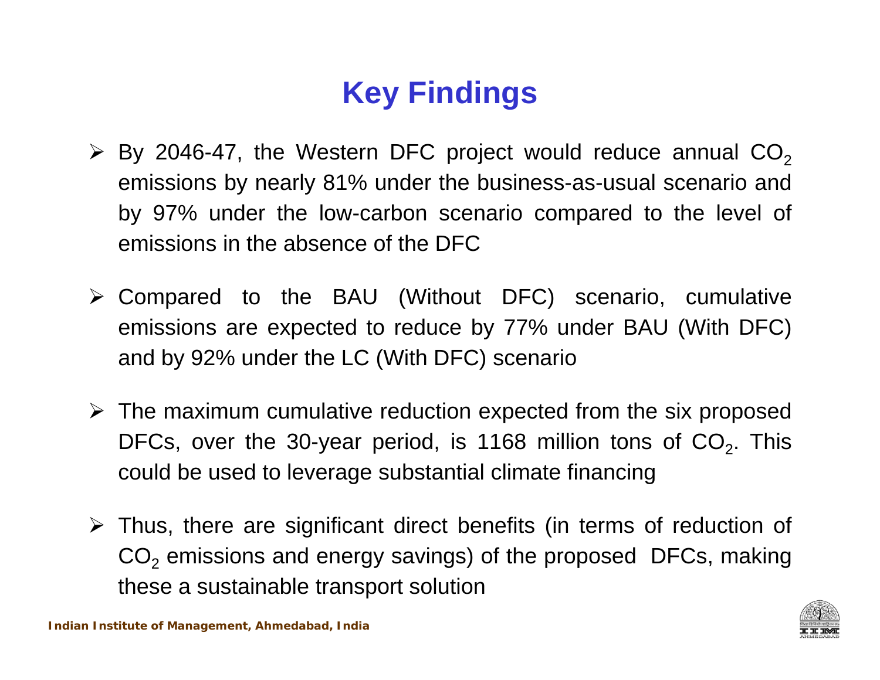# Key Findings

- By 2046-47, the Western DFC project would reduce annual $CO_2$ emissions by nearly 81% under the business-as-usual scenario and by 97% under the low-carbon scenario compared to the level of emissions in the absence of the DFC
- Compared to the BAU (Without DFC) scenario, cumulative emissions are expected to reduce by 77% under BAU (With DFC) and by 92% under the LC (With DFC) scenario
- The maximum cumulative reduction expected from the six proposed DFCs, over the 30-year period, is 1168 million tons of $CO_2$. This could be used to leverage substantial climate financing
- Thus, there are significant direct benefits (in terms of reduction of $CO_2$ emissions and energy savings) of the proposed DFCs, making these a sustainable transport solution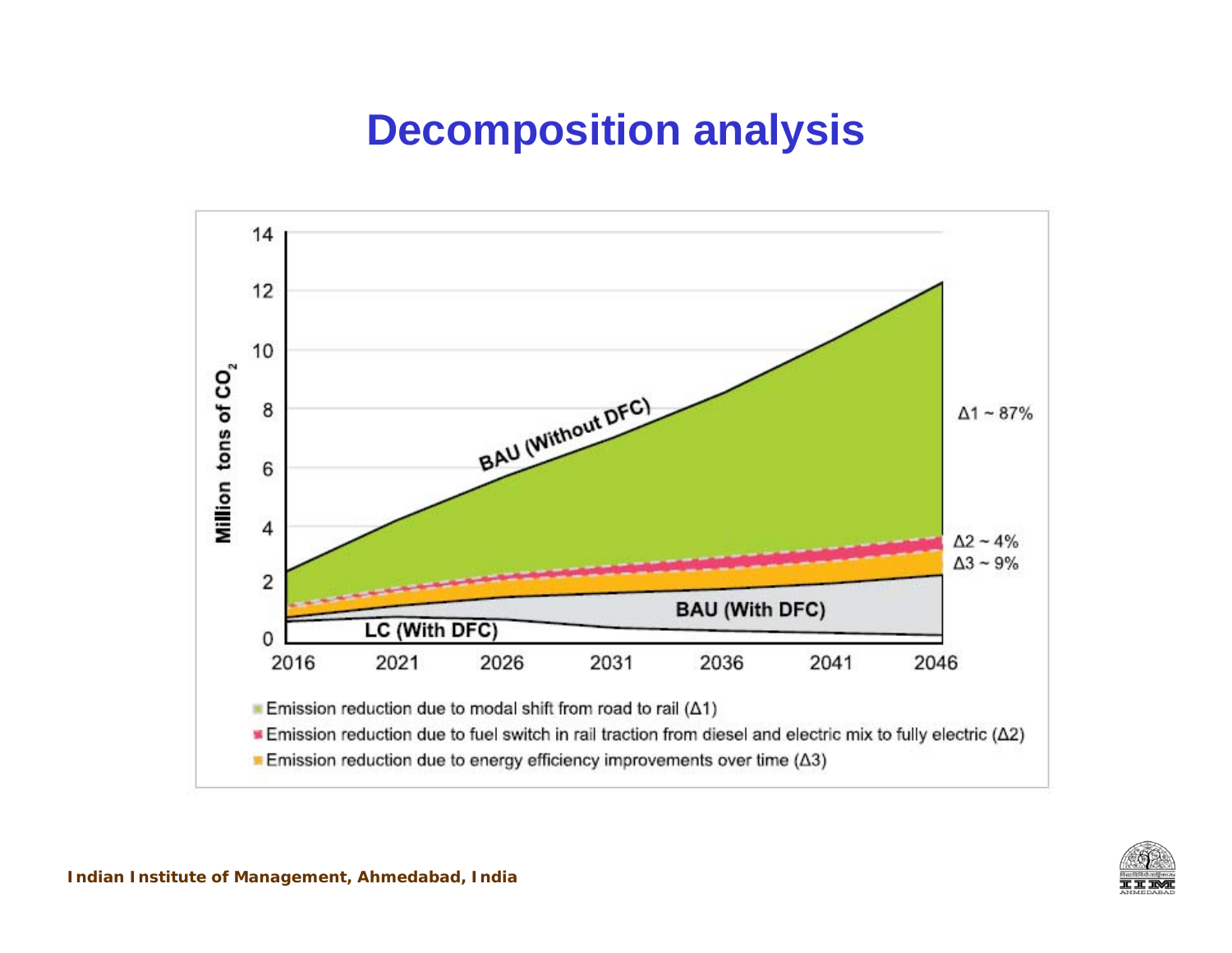# Decomposition analysis

Million tons of $CO_2$

BAU (Without DFC)

BAU (With DFC)

LC (With DFC)

Δ1 ~ 87%

Δ2 ~ 4%

Δ3 ~ 9%

- Emission reduction due to modal shift from road to rail (Δ1)
- Emission reduction due to fuel switch in rail traction from diesel and electric mix to fully electric (Δ2)
- Emission reduction due to energy efficiency improvements over time (Δ3)

Indian Institute of Management, Ahmedabad, India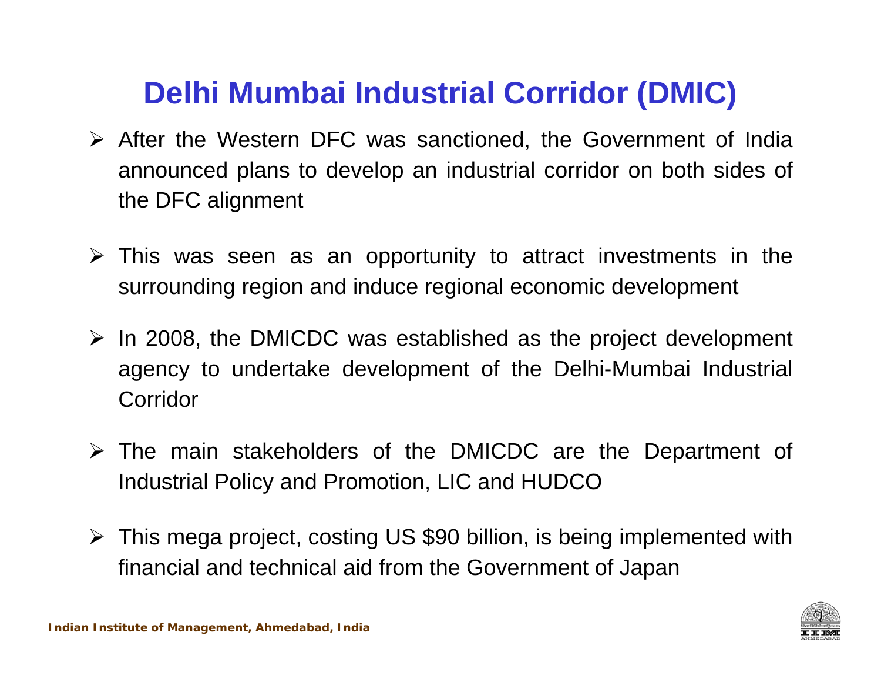# Delhi Mumbai Industrial Corridor (DMIC)

- After the Western DFC was sanctioned, the Government of India announced plans to develop an industrial corridor on both sides of the DFC alignment
- This was seen as an opportunity to attract investments in the surrounding region and induce regional economic development
- In 2008, the DMICDC was established as the project development agency to undertake development of the Delhi-Mumbai Industrial Corridor
- The main stakeholders of the DMICDC are the Department of Industrial Policy and Promotion, LIC and HUDCO
- This mega project, costing US $90 billion, is being implemented with financial and technical aid from the Government of Japan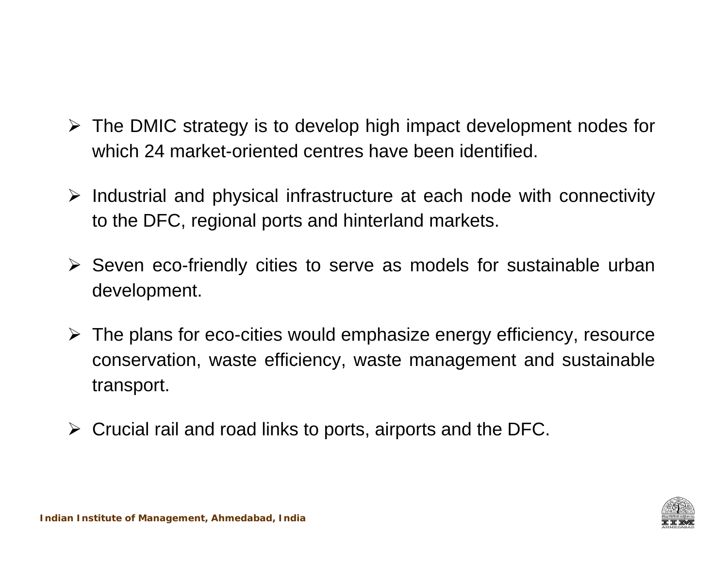- The DMIC strategy is to develop high impact development nodes for which 24 market-oriented centres have been identified.
- Industrial and physical infrastructure at each node with connectivity to the DFC, regional ports and hinterland markets.
- Seven eco-friendly cities to serve as models for sustainable urban development.
- The plans for eco-cities would emphasize energy efficiency, resource conservation, waste efficiency, waste management and sustainable transport.
- Crucial rail and road links to ports, airports and the DFC.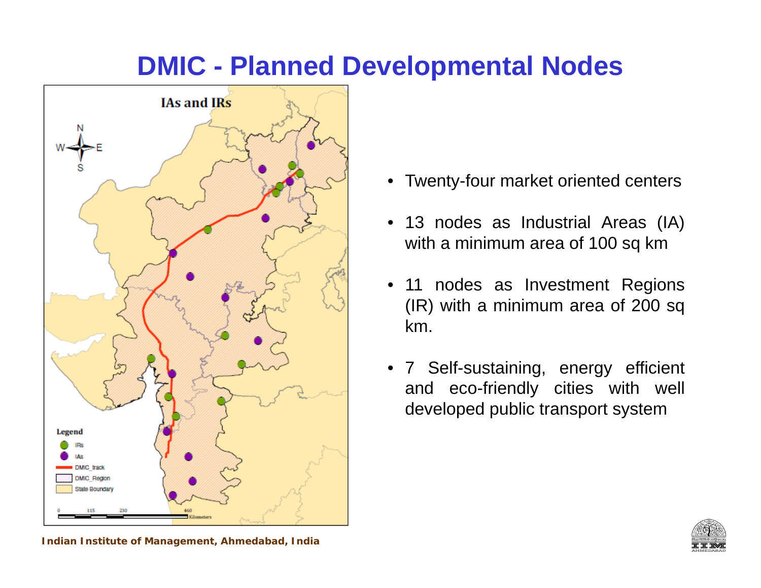# DMIC - Planned Developmental Nodes

IAs and IRs

Legend
- IRs
- IAs
- DMIC_track
- DMIC_Region
- State Boundary

0 115 230 460 Kilometers

- Twenty-four market oriented centers
- 13 nodes as Industrial Areas (IA) with a minimum area of 100 sq km
- 11 nodes as Investment Regions (IR) with a minimum area of 200 sq km.
- 7 Self-sustaining, energy efficient and eco-friendly cities with well developed public transport system

**Indian Institute of Management, Ahmedabad, India**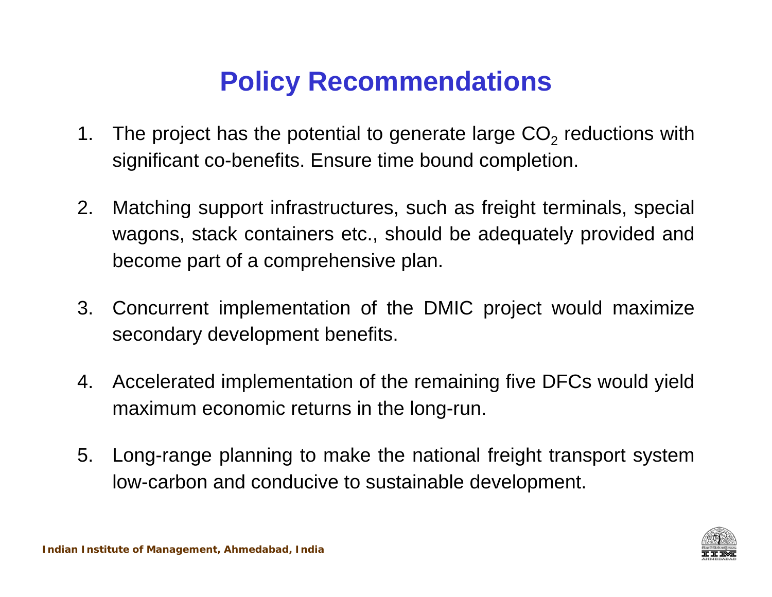# Policy Recommendations

1. The project has the potential to generate large $CO_2$ reductions with significant co-benefits. Ensure time bound completion.
2. Matching support infrastructures, such as freight terminals, special wagons, stack containers etc., should be adequately provided and become part of a comprehensive plan.
3. Concurrent implementation of the DMIC project would maximize secondary development benefits.
4. Accelerated implementation of the remaining five DFCs would yield maximum economic returns in the long-run.
5. Long-range planning to make the national freight transport system low-carbon and conducive to sustainable development.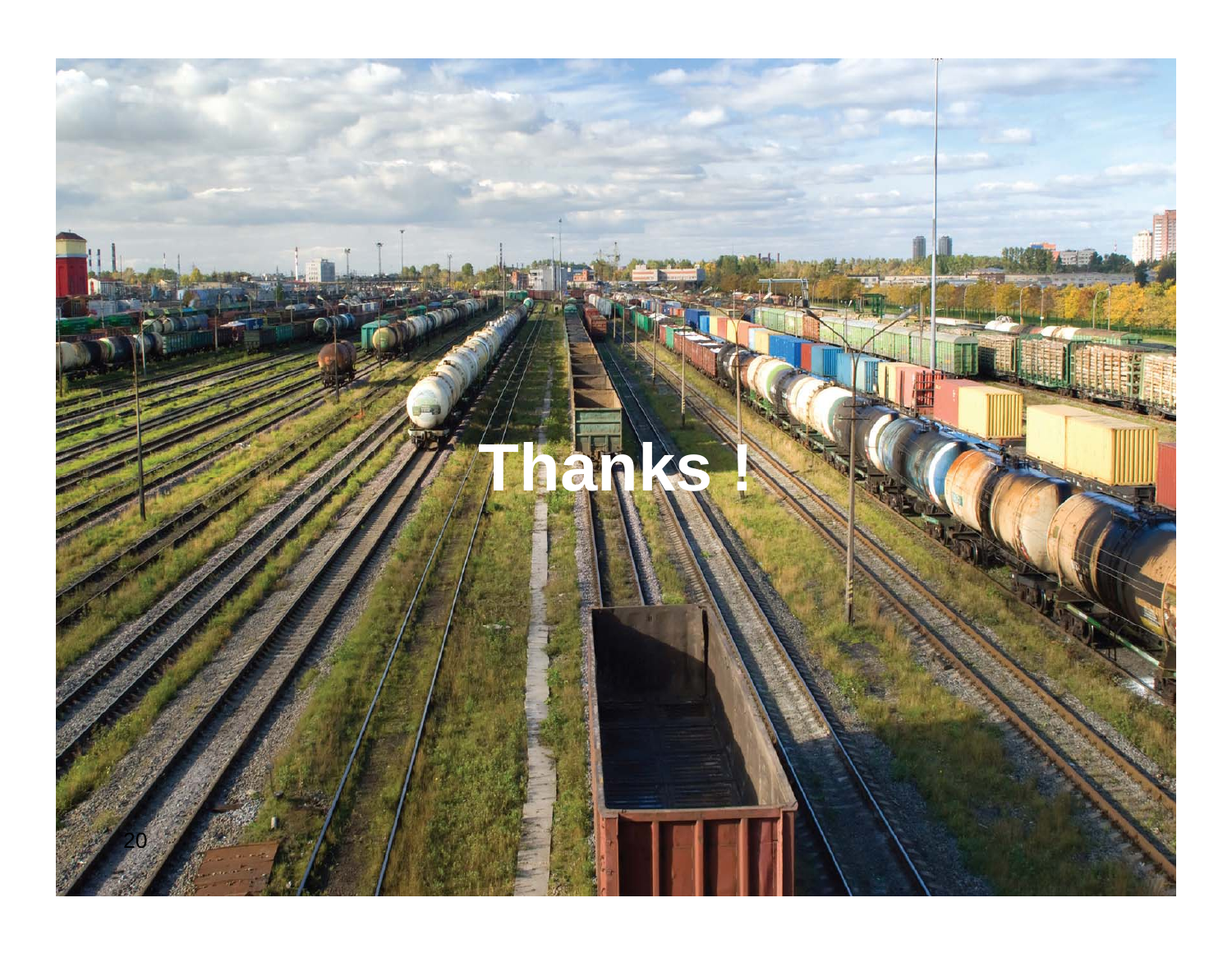**Thanks !**